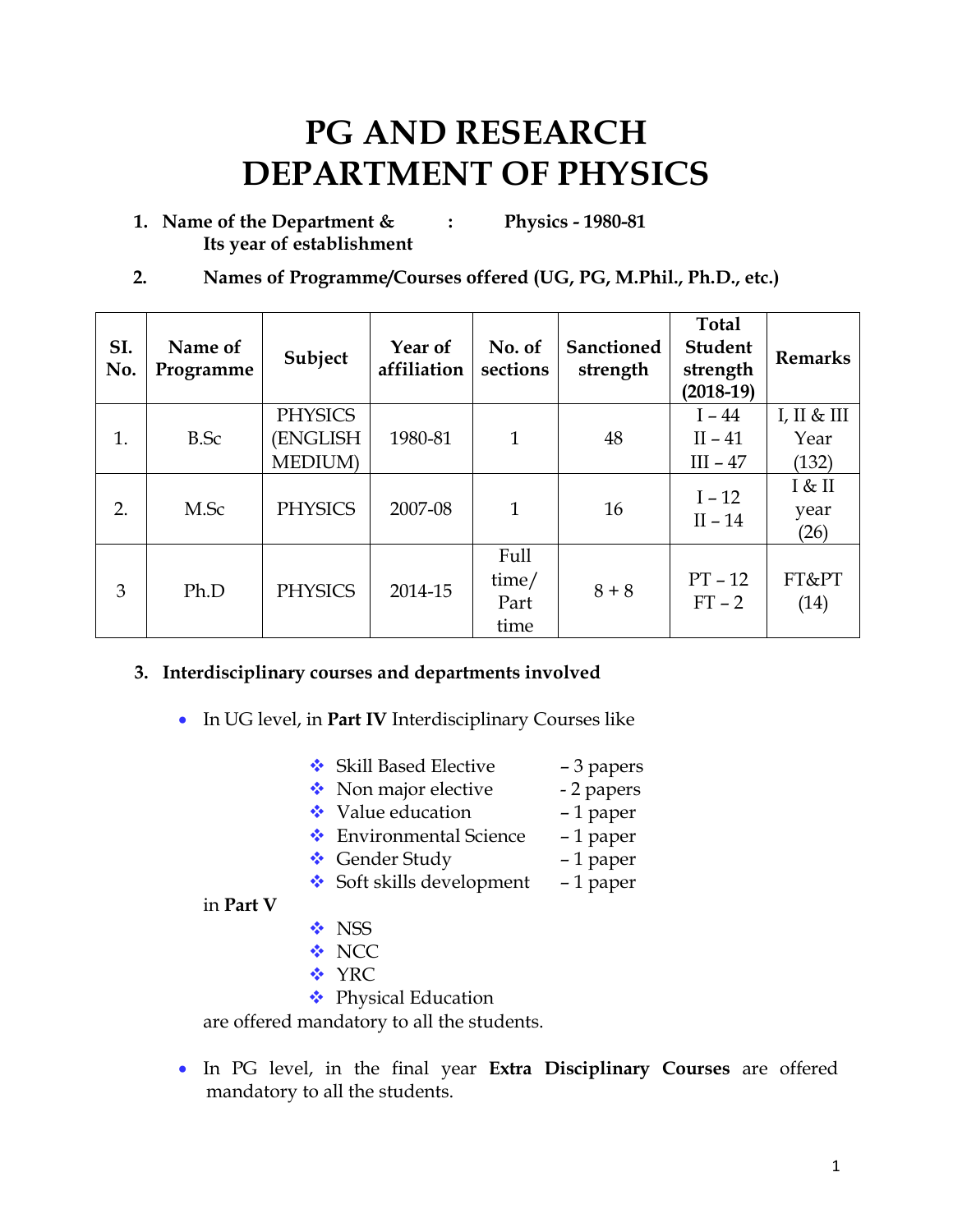# PG AND RESEARCH DEPARTMENT OF PHYSICS

1. **Name of the Department & Its year of establishment** : **Physics - 1980-81**

2. **Names of Programme/Courses offered (UG, PG, M.Phil., Ph.D., etc.)**

| SI. No. | Name of Programme | Subject | Year of affiliation | No. of sections | Sanctioned strength | Total Student strength (2018-19) | Remarks |
|---|---|---|---|---|---|---|---|
| 1. | B.Sc | PHYSICS (ENGLISH MEDIUM) | 1980-81 | 1 | 48 | I – 44<br>II – 41<br>III – 47 | I, II & III Year (132) |
| 2. | M.Sc | PHYSICS | 2007-08 | 1 | 16 | I – 12<br>II – 14 | I & II year (26) |
| 3 | Ph.D | PHYSICS | 2014-15 | Full time/ Part time | 8 + 8 | PT – 12<br>FT – 2 | FT&PT (14) |

3. **Interdisciplinary courses and departments involved**

- In UG level, in **Part IV** Interdisciplinary Courses like
  - Skill Based Elective – 3 papers
  - Non major elective - 2 papers
  - Value education – 1 paper
  - Environmental Science – 1 paper
  - Gender Study – 1 paper
  - Soft skills development – 1 paper

  in **Part V**
  - NSS
  - NCC
  - YRC
  - Physical Education

  are offered mandatory to all the students.

- In PG level, in the final year **Extra Disciplinary Courses** are offered mandatory to all the students.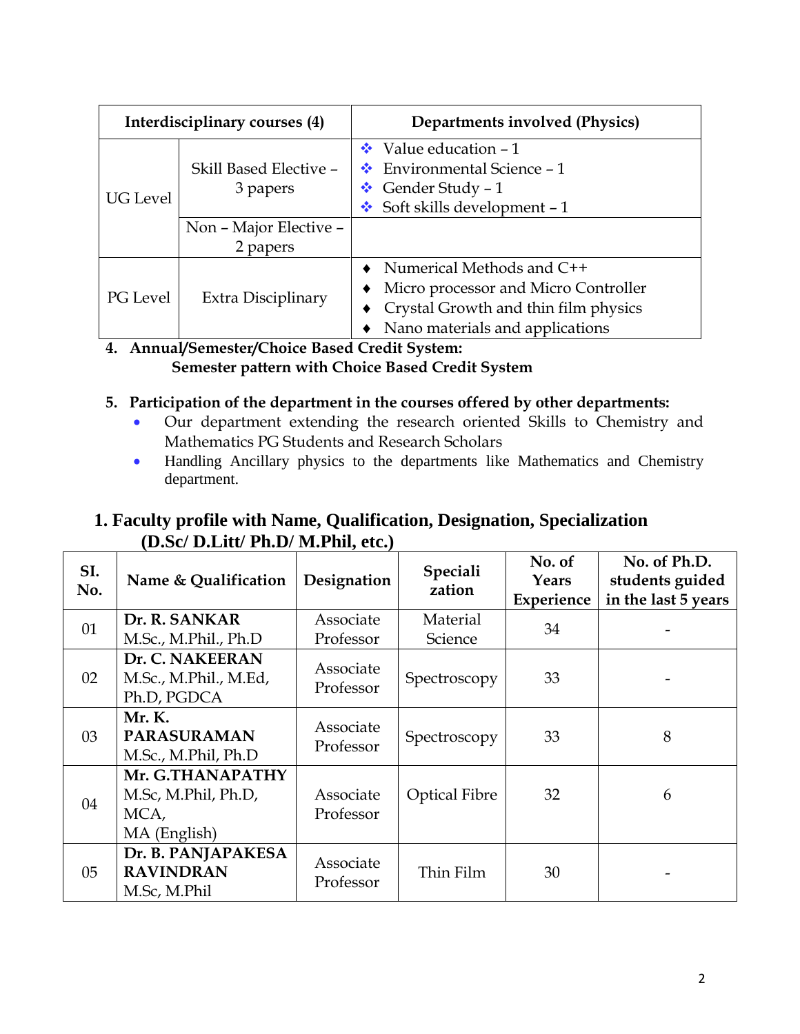| Interdisciplinary courses (4) | | Departments involved (Physics) |
|---|---|---|
| UG Level | Skill Based Elective – 3 papers | ❖ Value education – 1<br>❖ Environmental Science – 1<br>❖ Gender Study – 1<br>❖ Soft skills development – 1 |
| | Non – Major Elective – 2 papers | |
| PG Level | Extra Disciplinary | ♦ Numerical Methods and C++<br>♦ Micro processor and Micro Controller<br>♦ Crystal Growth and thin film physics<br>♦ Nano materials and applications |

**4. Annual/Semester/Choice Based Credit System:**

**Semester pattern with Choice Based Credit System**

**5. Participation of the department in the courses offered by other departments:**

- Our department extending the research oriented Skills to Chemistry and Mathematics PG Students and Research Scholars
- Handling Ancillary physics to the departments like Mathematics and Chemistry department.

## 1. Faculty profile with Name, Qualification, Designation, Specialization (D.Sc/ D.Litt/ Ph.D/ M.Phil, etc.)

| SI. No. | Name & Qualification | Designation | Specialization | No. of Years Experience | No. of Ph.D. students guided in the last 5 years |
|---|---|---|---|---|---|
| 01 | **Dr. R. SANKAR**<br>M.Sc., M.Phil., Ph.D | Associate Professor | Material Science | 34 | - |
| 02 | **Dr. C. NAKEERAN**<br>M.Sc., M.Phil., M.Ed, Ph.D, PGDCA | Associate Professor | Spectroscopy | 33 | - |
| 03 | **Mr. K. PARASURAMAN**<br>M.Sc., M.Phil, Ph.D | Associate Professor | Spectroscopy | 33 | 8 |
| 04 | **Mr. G.THANAPATHY**<br>M.Sc, M.Phil, Ph.D, MCA,<br>MA (English) | Associate Professor | Optical Fibre | 32 | 6 |
| 05 | **Dr. B. PANJAPAKESA RAVINDRAN**<br>M.Sc, M.Phil | Associate Professor | Thin Film | 30 | - |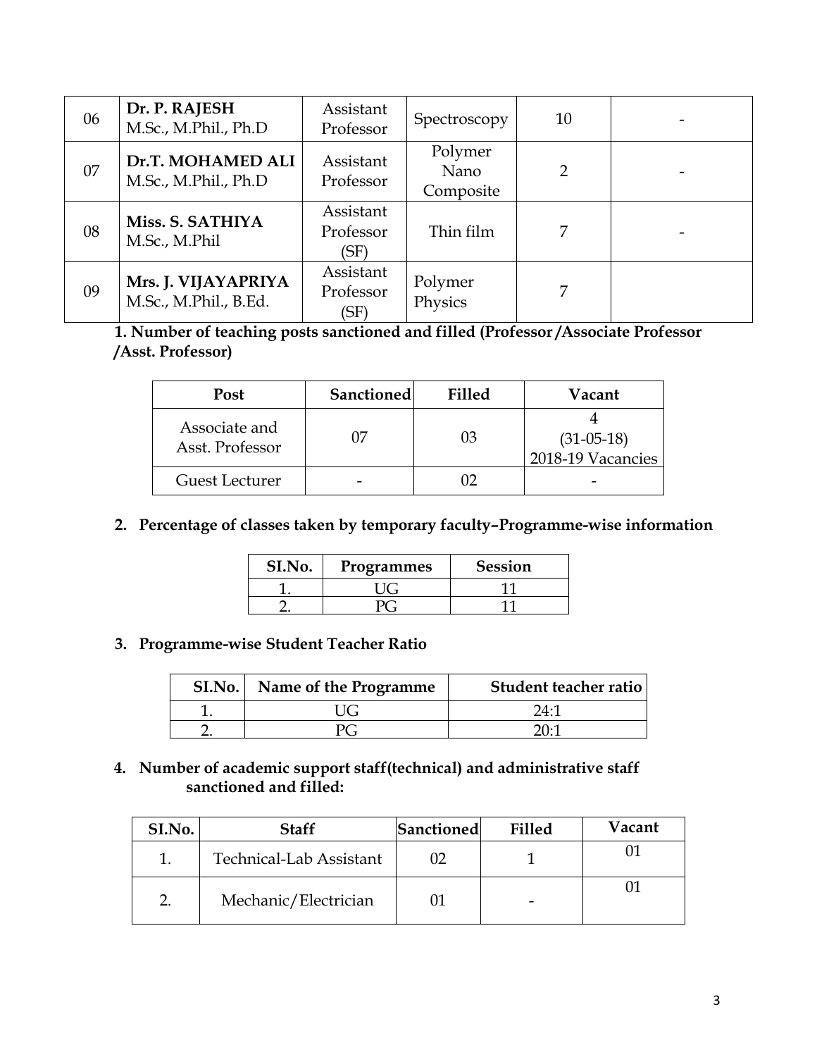| | | | | | |
|---|---|---|---|---|---|
| 06 | **Dr. P. RAJESH** M.Sc., M.Phil., Ph.D | Assistant Professor | Spectroscopy | 10 | - |
| 07 | **Dr.T. MOHAMED ALI** M.Sc., M.Phil., Ph.D | Assistant Professor | Polymer Nano Composite | 2 | - |
| 08 | **Miss. S. SATHIYA** M.Sc., M.Phil | Assistant Professor (SF) | Thin film | 7 | - |
| 09 | **Mrs. J. VIJAYAPRIYA** M.Sc., M.Phil., B.Ed. | Assistant Professor (SF) | Polymer Physics | 7 | |

**1. Number of teaching posts sanctioned and filled (Professor /Associate Professor /Asst. Professor)**

| Post | Sanctioned | Filled | Vacant |
|---|---|---|---|
| Associate and Asst. Professor | 07 | 03 | 4 (31-05-18) 2018-19 Vacancies |
| Guest Lecturer | - | 02 | - |

**2. Percentage of classes taken by temporary faculty–Programme-wise information**

| SI.No. | Programmes | Session |
|---|---|---|
| 1. | UG | 11 |
| 2. | PG | 11 |

**3. Programme-wise Student Teacher Ratio**

| SI.No. | Name of the Programme | Student teacher ratio |
|---|---|---|
| 1. | UG | 24:1 |
| 2. | PG | 20:1 |

**4. Number of academic support staff(technical) and administrative staff sanctioned and filled:**

| SI.No. | Staff | Sanctioned | Filled | Vacant |
|---|---|---|---|---|
| 1. | Technical-Lab Assistant | 02 | 1 | 01 |
| 2. | Mechanic/Electrician | 01 | - | 01 |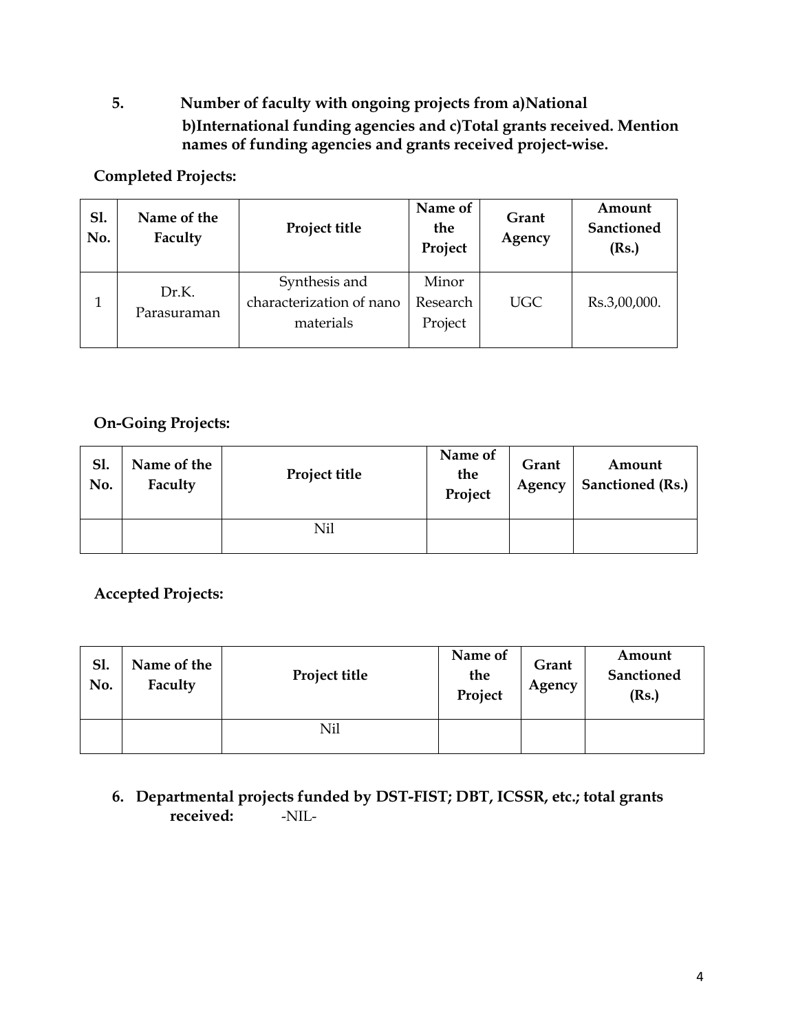5. **Number of faculty with ongoing projects from a)National b)International funding agencies and c)Total grants received. Mention names of funding agencies and grants received project-wise.**

**Completed Projects:**

| Sl. No. | Name of the Faculty | Project title | Name of the Project | Grant Agency | Amount Sanctioned (Rs.) |
|---|---|---|---|---|---|
| 1 | Dr.K. Parasuraman | Synthesis and characterization of nano materials | Minor Research Project | UGC | Rs.3,00,000. |

**On-Going Projects:**

| Sl. No. | Name of the Faculty | Project title | Name of the Project | Grant Agency | Amount Sanctioned (Rs.) |
|---|---|---|---|---|---|
| | | Nil | | | |

**Accepted Projects:**

| Sl. No. | Name of the Faculty | Project title | Name of the Project | Grant Agency | Amount Sanctioned (Rs.) |
|---|---|---|---|---|---|
| | | Nil | | | |

6. **Departmental projects funded by DST-FIST; DBT, ICSSR, etc.; total grants received:** -NIL-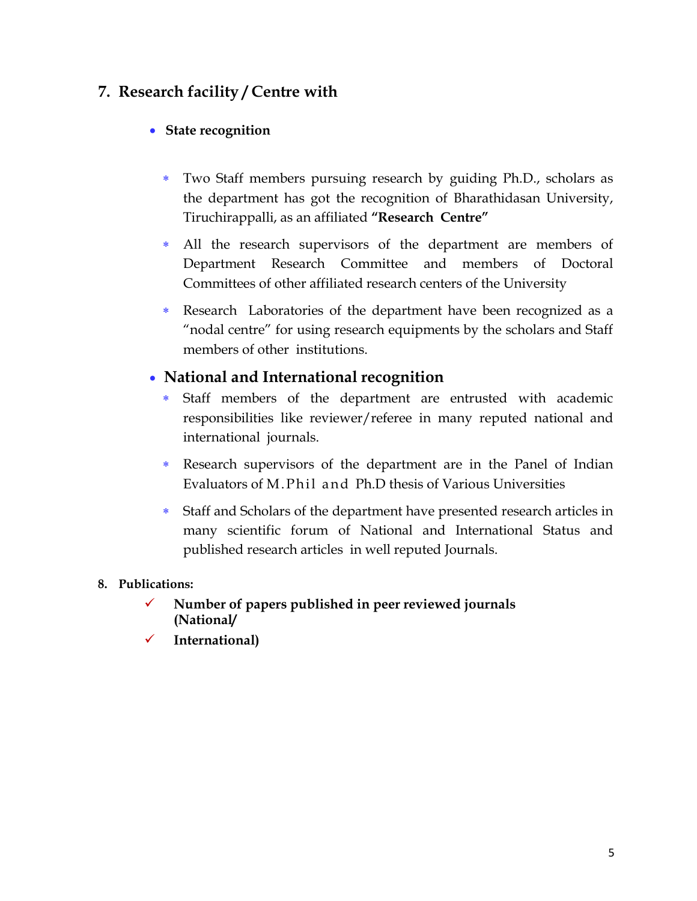## 7. Research facility / Centre with

- **State recognition**

  - Two Staff members pursuing research by guiding Ph.D., scholars as the department has got the recognition of Bharathidasan University, Tiruchirappalli, as an affiliated **"Research Centre"**
  - All the research supervisors of the department are members of Department Research Committee and members of Doctoral Committees of other affiliated research centers of the University
  - Research Laboratories of the department have been recognized as a "nodal centre" for using research equipments by the scholars and Staff members of other institutions.

- **National and International recognition**
  - Staff members of the department are entrusted with academic responsibilities like reviewer/referee in many reputed national and international journals.
  - Research supervisors of the department are in the Panel of Indian Evaluators of M.Phil and Ph.D thesis of Various Universities
  - Staff and Scholars of the department have presented research articles in many scientific forum of National and International Status and published research articles in well reputed Journals.

**8. Publications:**

- ✓ **Number of papers published in peer reviewed journals (National/**
- ✓ **International)**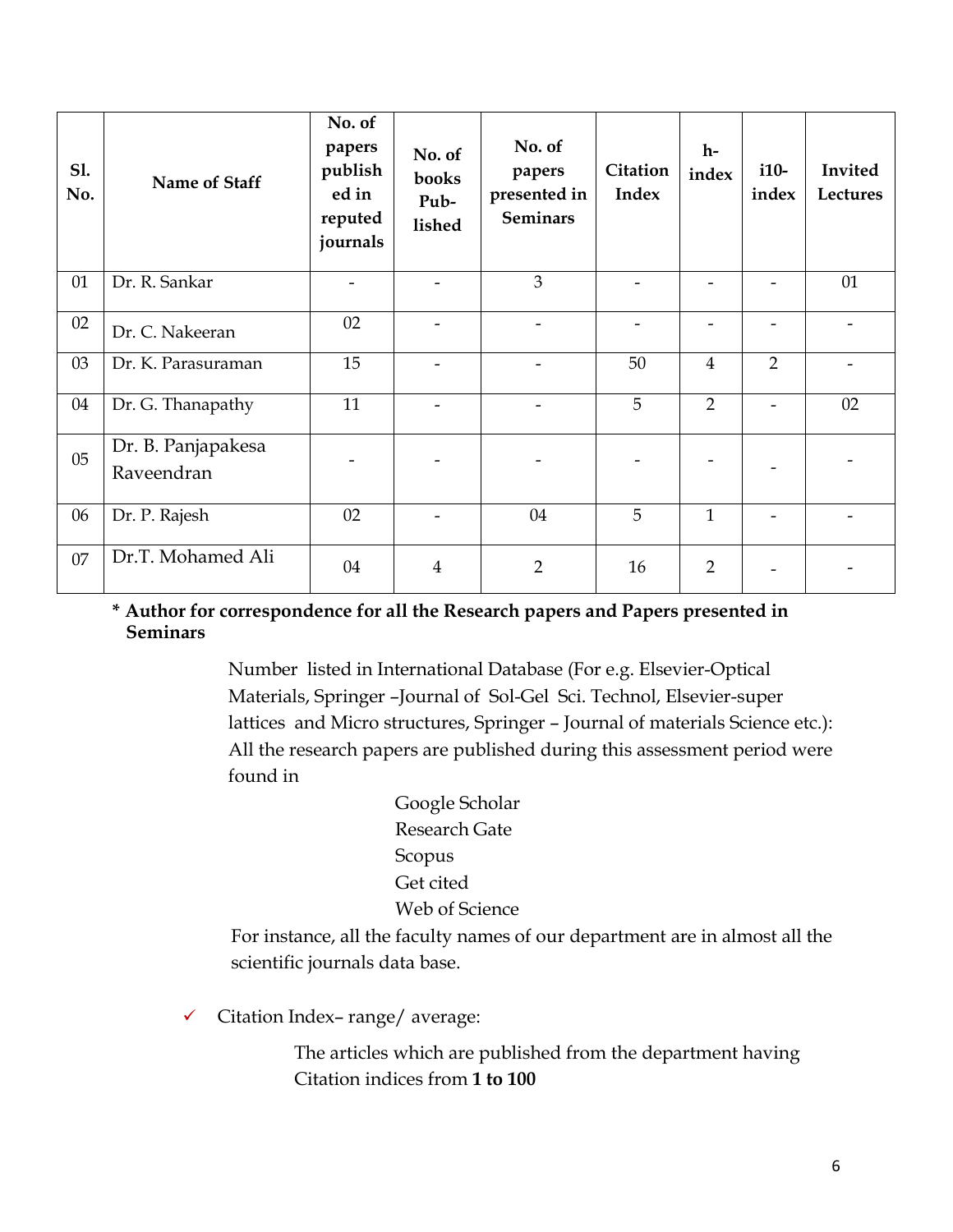| Sl. No. | Name of Staff | No. of papers published in reputed journals | No. of books Pub-lished | No. of papers presented in Seminars | Citation Index | h-index | i10-index | Invited Lectures |
|---|---|---|---|---|---|---|---|---|
| 01 | Dr. R. Sankar | - | - | 3 | - | - | - | 01 |
| 02 | Dr. C. Nakeeran | 02 | - | - | - | - | - | - |
| 03 | Dr. K. Parasuraman | 15 | - | - | 50 | 4 | 2 | - |
| 04 | Dr. G. Thanapathy | 11 | - | - | 5 | 2 | - | 02 |
| 05 | Dr. B. Panjapakesa Raveendran | - | - | - | - | - | - | - |
| 06 | Dr. P. Rajesh | 02 | - | 04 | 5 | 1 | - | - |
| 07 | Dr.T. Mohamed Ali | 04 | 4 | 2 | 16 | 2 | - | - |

**\* Author for correspondence for all the Research papers and Papers presented in Seminars**

Number listed in International Database (For e.g. Elsevier-Optical Materials, Springer –Journal of Sol-Gel Sci. Technol, Elsevier-super lattices and Micro structures, Springer – Journal of materials Science etc.): All the research papers are published during this assessment period were found in

Google Scholar
Research Gate
Scopus
Get cited
Web of Science

For instance, all the faculty names of our department are in almost all the scientific journals data base.

- ✓ Citation Index– range/ average:

The articles which are published from the department having Citation indices from **1 to 100**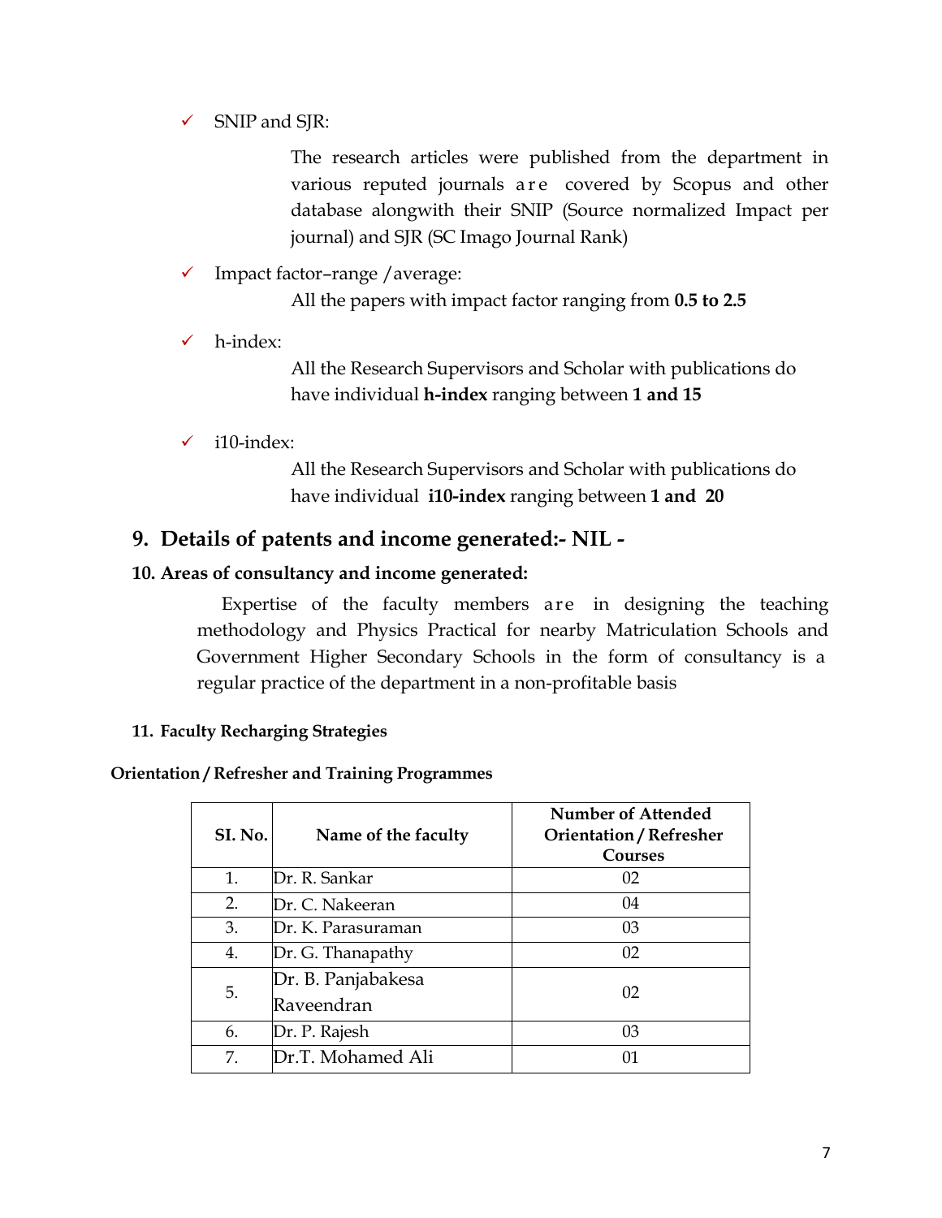- ✓ SNIP and SJR:

  The research articles were published from the department in various reputed journals are covered by Scopus and other database alongwith their SNIP (Source normalized Impact per journal) and SJR (SC Imago Journal Rank)

- ✓ Impact factor–range /average:

  All the papers with impact factor ranging from **0.5 to 2.5**

- ✓ h-index:

  All the Research Supervisors and Scholar with publications do have individual **h-index** ranging between **1 and 15**

- ✓ i10-index:

  All the Research Supervisors and Scholar with publications do have individual **i10-index** ranging between **1 and 20**

## 9. Details of patents and income generated:- NIL -

### 10. Areas of consultancy and income generated:

Expertise of the faculty members are in designing the teaching methodology and Physics Practical for nearby Matriculation Schools and Government Higher Secondary Schools in the form of consultancy is a regular practice of the department in a non-profitable basis

### 11. Faculty Recharging Strategies

**Orientation / Refresher and Training Programmes**

| SI. No. | Name of the faculty | Number of Attended Orientation / Refresher Courses |
|---|---|---|
| 1. | Dr. R. Sankar | 02 |
| 2. | Dr. C. Nakeeran | 04 |
| 3. | Dr. K. Parasuraman | 03 |
| 4. | Dr. G. Thanapathy | 02 |
| 5. | Dr. B. Panjabakesa Raveendran | 02 |
| 6. | Dr. P. Rajesh | 03 |
| 7. | Dr.T. Mohamed Ali | 01 |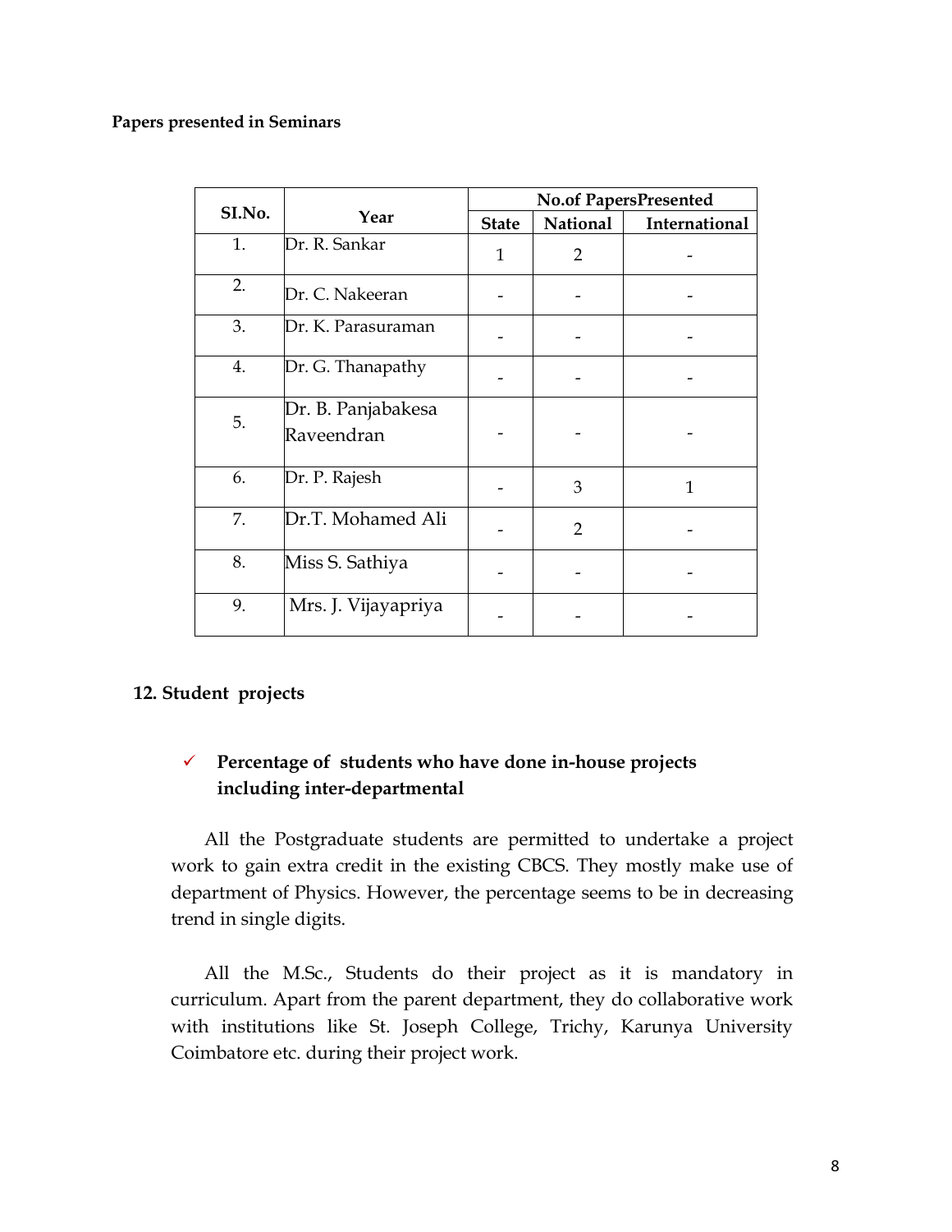**Papers presented in Seminars**

| SI.No. | Year | No.of PapersPresented | | |
|---|---|---|---|---|
| | | State | National | International |
| 1. | Dr. R. Sankar | 1 | 2 | - |
| 2. | Dr. C. Nakeeran | - | - | - |
| 3. | Dr. K. Parasuraman | - | - | - |
| 4. | Dr. G. Thanapathy | - | - | - |
| 5. | Dr. B. Panjabakesa Raveendran | - | - | - |
| 6. | Dr. P. Rajesh | - | 3 | 1 |
| 7. | Dr.T. Mohamed Ali | - | 2 | - |
| 8. | Miss S. Sathiya | - | - | - |
| 9. | Mrs. J. Vijayapriya | - | - | - |

**12. Student projects**

- ✓ **Percentage of students who have done in-house projects including inter-departmental**

All the Postgraduate students are permitted to undertake a project work to gain extra credit in the existing CBCS. They mostly make use of department of Physics. However, the percentage seems to be in decreasing trend in single digits.

All the M.Sc., Students do their project as it is mandatory in curriculum. Apart from the parent department, they do collaborative work with institutions like St. Joseph College, Trichy, Karunya University Coimbatore etc. during their project work.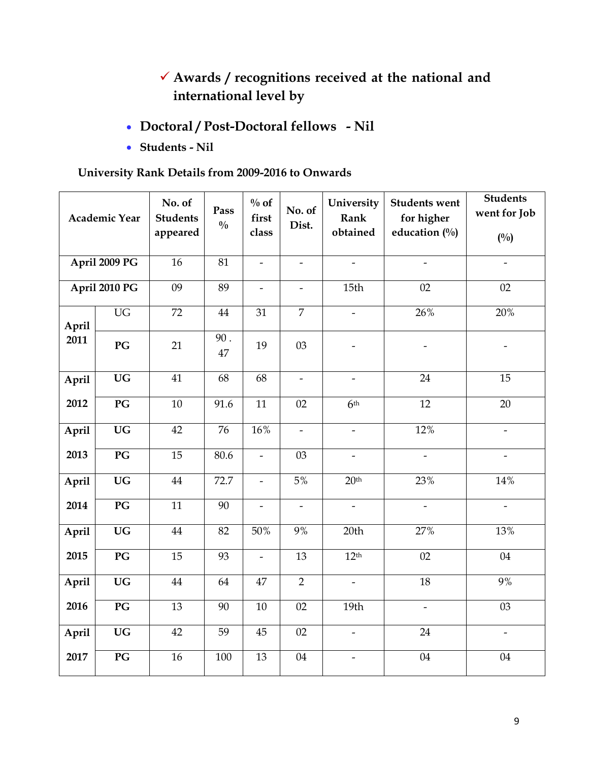✓ **Awards / recognitions received at the national and international level by**

- **Doctoral / Post-Doctoral fellows - Nil**
- **Students - Nil**

**University Rank Details from 2009-2016 to Onwards**

| Academic Year | | No. of Students appeared | Pass % | % of first class | No. of Dist. | University Rank obtained | Students went for higher education (%) | Students went for Job (%) |
|---|---|---|---|---|---|---|---|---|
| April 2009 PG | | 16 | 81 | - | - | - | - | - |
| April 2010 PG | | 09 | 89 | - | - | 15th | 02 | 02 |
| April 2011 | UG | 72 | 44 | 31 | 7 | - | 26% | 20% |
| | PG | 21 | 90 . 47 | 19 | 03 | - | - | - |
| April 2012 | UG | 41 | 68 | 68 | - | - | 24 | 15 |
| | PG | 10 | 91.6 | 11 | 02 | 6th | 12 | 20 |
| April 2013 | UG | 42 | 76 | 16% | - | - | 12% | - |
| | PG | 15 | 80.6 | - | 03 | - | - | - |
| April 2014 | UG | 44 | 72.7 | - | 5% | 20th | 23% | 14% |
| | PG | 11 | 90 | - | - | - | - | - |
| April 2015 | UG | 44 | 82 | 50% | 9% | 20th | 27% | 13% |
| | PG | 15 | 93 | - | 13 | 12th | 02 | 04 |
| April 2016 | UG | 44 | 64 | 47 | 2 | - | 18 | 9% |
| | PG | 13 | 90 | 10 | 02 | 19th | - | 03 |
| April 2017 | UG | 42 | 59 | 45 | 02 | - | 24 | - |
| | PG | 16 | 100 | 13 | 04 | - | 04 | 04 |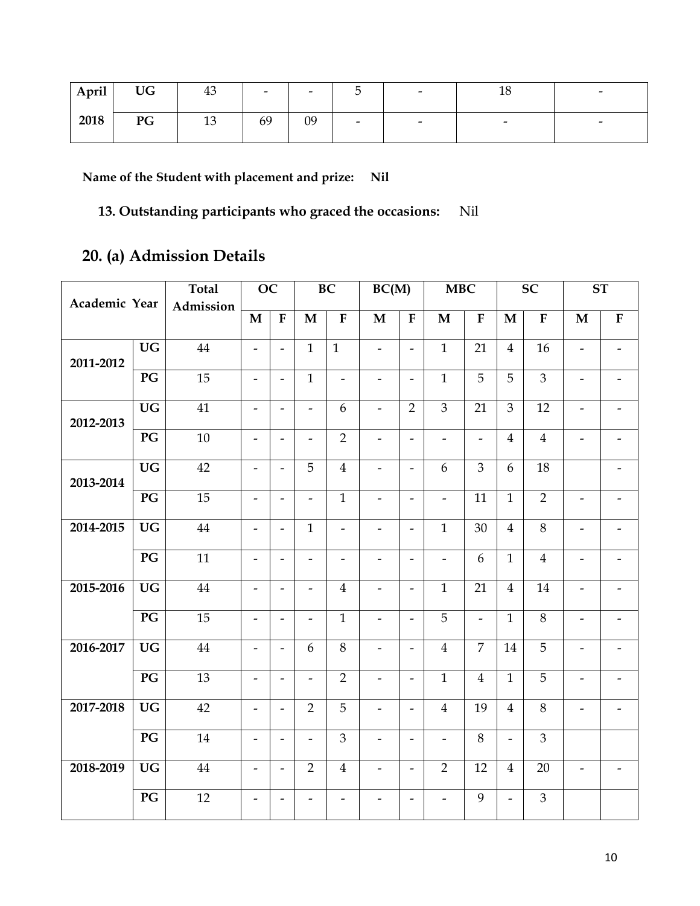| | | | | | | | | |
|---|---|---|---|---|---|---|---|---|
| April 2018 | UG | 43 | - | - | 5 | - | 18 | - |
| | PG | 13 | 69 | 09 | - | - | - | - |

**Name of the Student with placement and prize: Nil**

**13. Outstanding participants who graced the occasions:** Nil

## 20. (a) Admission Details

| Academic Year | | Total Admission | OC | | BC | | BC(M) | | MBC | | SC | | ST | |
|---|---|---|---|---|---|---|---|---|---|---|---|---|---|---|
| | | | M | F | M | F | M | F | M | F | M | F | M | F |
| 2011-2012 | UG | 44 | - | - | 1 | 1 | - | - | 1 | 21 | 4 | 16 | - | - |
| | PG | 15 | - | - | 1 | - | - | - | 1 | 5 | 5 | 3 | - | - |
| 2012-2013 | UG | 41 | - | - | - | 6 | - | 2 | 3 | 21 | 3 | 12 | - | - |
| | PG | 10 | - | - | - | 2 | - | - | - | - | 4 | 4 | - | - |
| 2013-2014 | UG | 42 | - | - | 5 | 4 | - | - | 6 | 3 | 6 | 18 | | - |
| | PG | 15 | - | - | - | 1 | - | - | - | 11 | 1 | 2 | - | - |
| 2014-2015 | UG | 44 | - | - | 1 | - | - | - | 1 | 30 | 4 | 8 | - | - |
| | PG | 11 | - | - | - | - | - | - | - | 6 | 1 | 4 | - | - |
| 2015-2016 | UG | 44 | - | - | - | 4 | - | - | 1 | 21 | 4 | 14 | - | - |
| | PG | 15 | - | - | - | 1 | - | - | 5 | - | 1 | 8 | - | - |
| 2016-2017 | UG | 44 | - | - | 6 | 8 | - | - | 4 | 7 | 14 | 5 | - | - |
| | PG | 13 | - | - | - | 2 | - | - | 1 | 4 | 1 | 5 | - | - |
| 2017-2018 | UG | 42 | - | - | 2 | 5 | - | - | 4 | 19 | 4 | 8 | - | - |
| | PG | 14 | - | - | - | 3 | - | - | - | 8 | - | 3 | | |
| 2018-2019 | UG | 44 | - | - | 2 | 4 | - | - | 2 | 12 | 4 | 20 | - | - |
| | PG | 12 | - | - | - | - | - | - | - | 9 | - | 3 | | |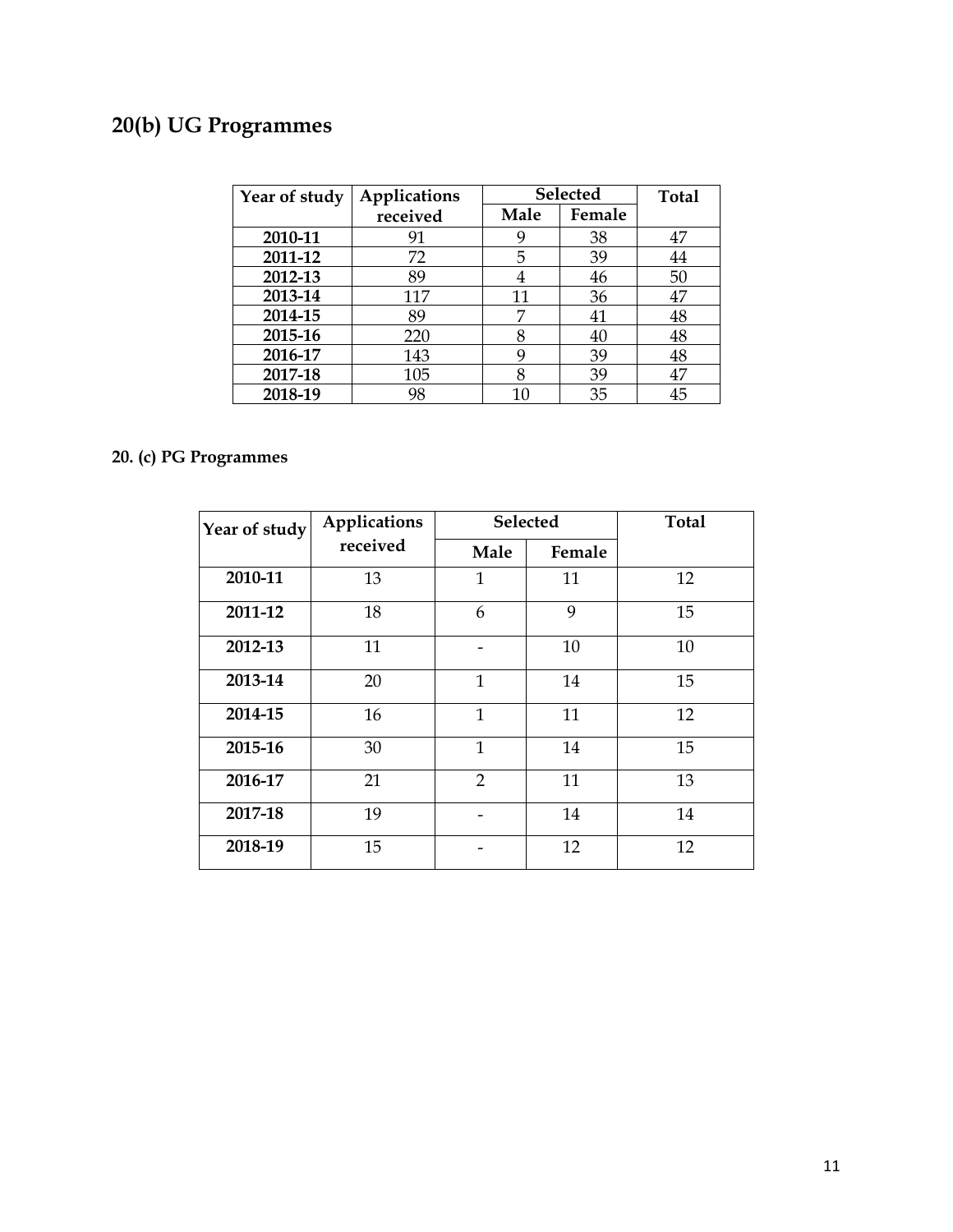## 20(b) UG Programmes

| Year of study | Applications received | Selected | | Total |
|---|---|---|---|---|
| | | Male | Female | |
| **2010-11** | 91 | 9 | 38 | 47 |
| **2011-12** | 72 | 5 | 39 | 44 |
| **2012-13** | 89 | 4 | 46 | 50 |
| **2013-14** | 117 | 11 | 36 | 47 |
| **2014-15** | 89 | 7 | 41 | 48 |
| **2015-16** | 220 | 8 | 40 | 48 |
| **2016-17** | 143 | 9 | 39 | 48 |
| **2017-18** | 105 | 8 | 39 | 47 |
| **2018-19** | 98 | 10 | 35 | 45 |

### 20. (c) PG Programmes

| Year of study | Applications received | Selected | | Total |
|---|---|---|---|---|
| | | Male | Female | |
| **2010-11** | 13 | 1 | 11 | 12 |
| **2011-12** | 18 | 6 | 9 | 15 |
| **2012-13** | 11 | - | 10 | 10 |
| **2013-14** | 20 | 1 | 14 | 15 |
| **2014-15** | 16 | 1 | 11 | 12 |
| **2015-16** | 30 | 1 | 14 | 15 |
| **2016-17** | 21 | 2 | 11 | 13 |
| **2017-18** | 19 | - | 14 | 14 |
| **2018-19** | 15 | - | 12 | 12 |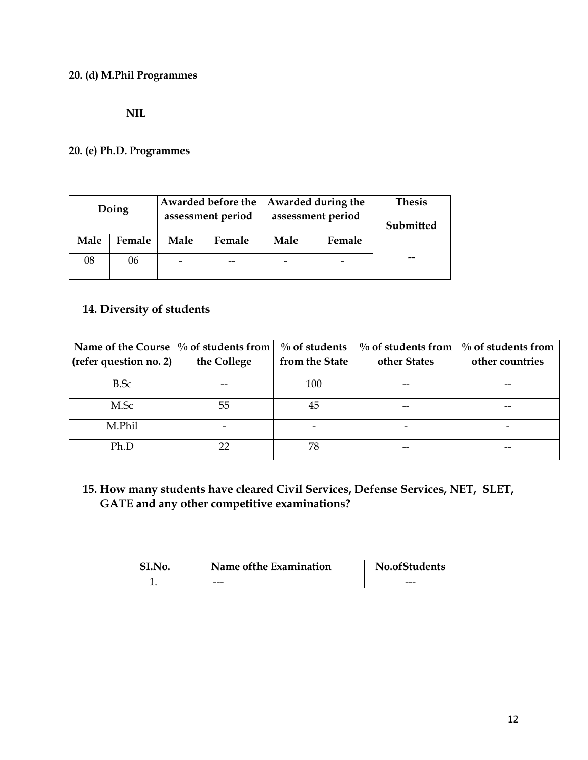**20. (d) M.Phil Programmes**

**NIL**

**20. (e) Ph.D. Programmes**

| Doing | | Awarded before the assessment period | | Awarded during the assessment period | | Thesis Submitted |
|---|---|---|---|---|---|---|
| Male | Female | Male | Female | Male | Female | -- |
| 08 | 06 | - | -- | - | - | |

## 14. Diversity of students

| Name of the Course (refer question no. 2) | % of students from the College | % of students from the State | % of students from other States | % of students from other countries |
|---|---|---|---|---|
| B.Sc | -- | 100 | -- | -- |
| M.Sc | 55 | 45 | -- | -- |
| M.Phil | - | - | - | - |
| Ph.D | 22 | 78 | -- | -- |

## 15. How many students have cleared Civil Services, Defense Services, NET, SLET, GATE and any other competitive examinations?

| SI.No. | Name ofthe Examination | No.ofStudents |
|---|---|---|
| 1. | --- | --- |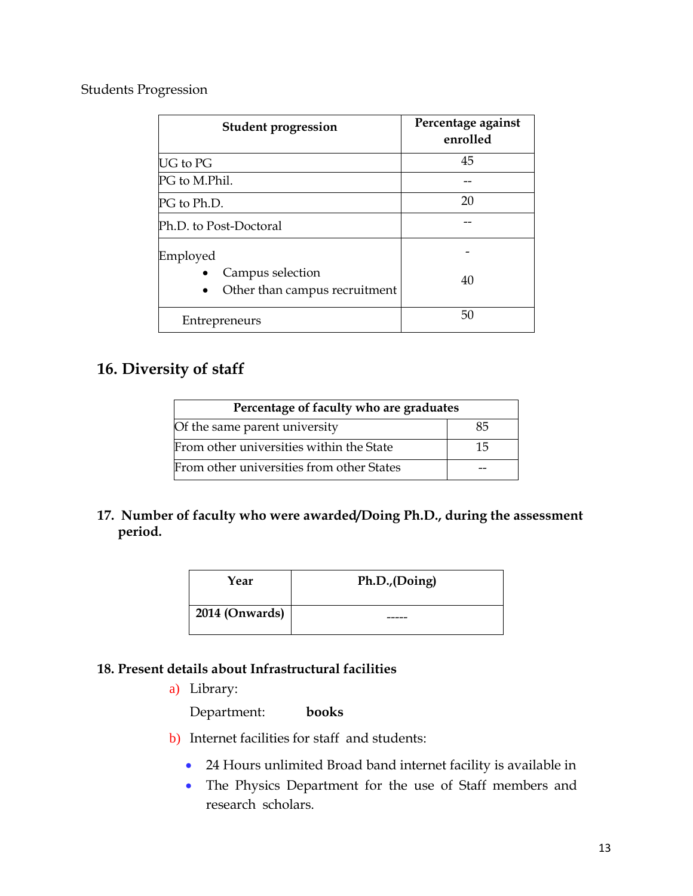Students Progression

| Student progression | Percentage against enrolled |
|---|---|
| UG to PG | 45 |
| PG to M.Phil. | -- |
| PG to Ph.D. | 20 |
| Ph.D. to Post-Doctoral | -- |
| Employed<br>• Campus selection<br>• Other than campus recruitment | -<br><br>40 |
| Entrepreneurs | 50 |

## 16. Diversity of staff

| Percentage of faculty who are graduates | |
|---|---|
| Of the same parent university | 85 |
| From other universities within the State | 15 |
| From other universities from other States | -- |

## 17. Number of faculty who were awarded/Doing Ph.D., during the assessment period.

| Year | Ph.D.,(Doing) |
|---|---|
| **2014 (Onwards)** | ----- |

## 18. Present details about Infrastructural facilities

a) Library:

Department: **books**

b) Internet facilities for staff and students:

- 24 Hours unlimited Broad band internet facility is available in
- The Physics Department for the use of Staff members and research scholars.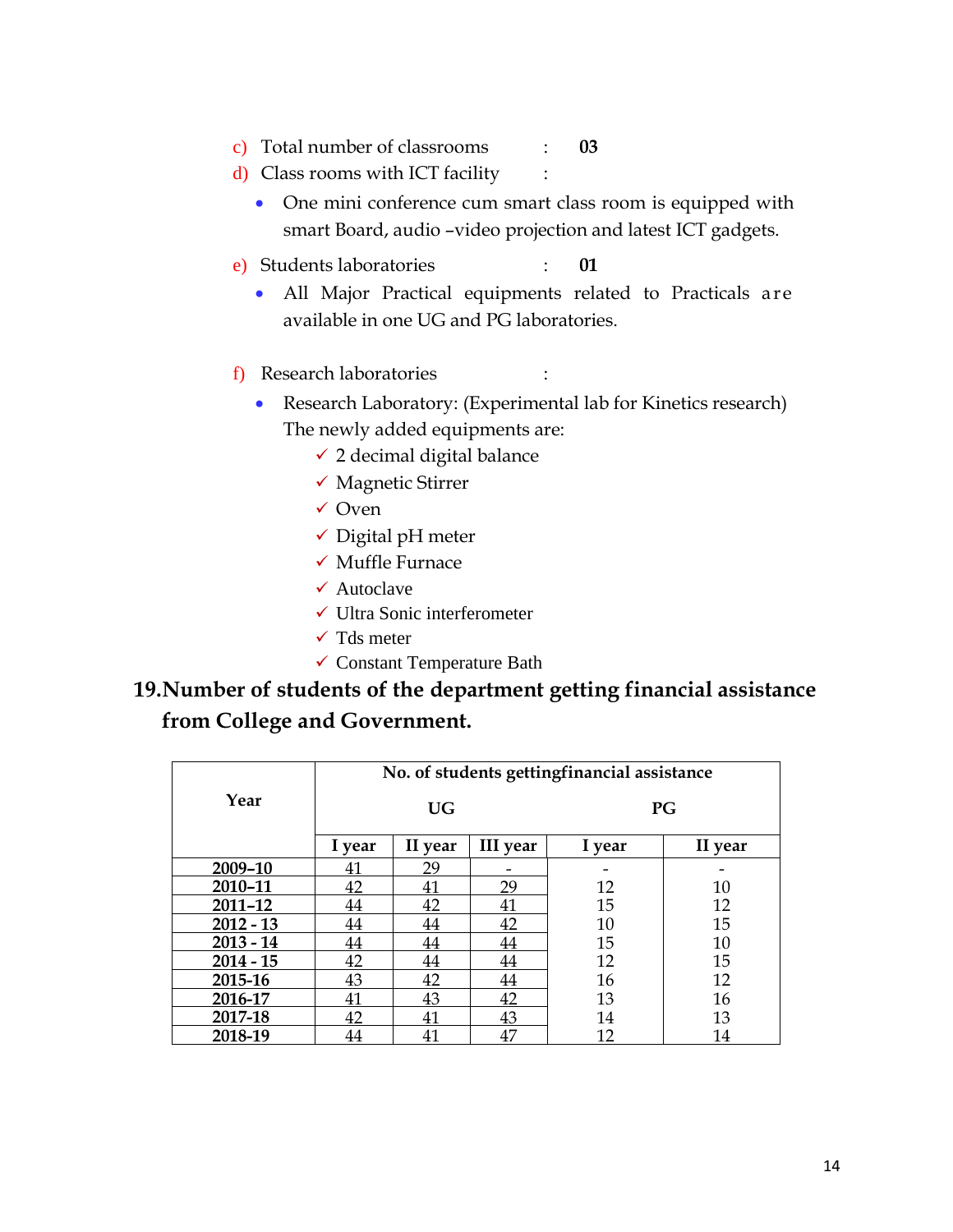c) Total number of classrooms : **03**

d) Class rooms with ICT facility :

- One mini conference cum smart class room is equipped with smart Board, audio –video projection and latest ICT gadgets.

e) Students laboratories : **01**

- All Major Practical equipments related to Practicals are available in one UG and PG laboratories.

f) Research laboratories :

- Research Laboratory: (Experimental lab for Kinetics research) The newly added equipments are:
  - ✓ 2 decimal digital balance
  - ✓ Magnetic Stirrer
  - ✓ Oven
  - ✓ Digital pH meter
  - ✓ Muffle Furnace
  - ✓ Autoclave
  - ✓ Ultra Sonic interferometer
  - ✓ Tds meter
  - ✓ Constant Temperature Bath

## 19.Number of students of the department getting financial assistance from College and Government.

| Year | No. of students gettingfinancial assistance | | | | |
|---|---|---|---|---|---|
| | UG | | | PG | |
| | I year | II year | III year | I year | II year |
| 2009–10 | 41 | 29 | - | - | - |
| 2010–11 | 42 | 41 | 29 | 12 | 10 |
| 2011–12 | 44 | 42 | 41 | 15 | 12 |
| 2012 - 13 | 44 | 44 | 42 | 10 | 15 |
| 2013 - 14 | 44 | 44 | 44 | 15 | 10 |
| 2014 - 15 | 42 | 44 | 44 | 12 | 15 |
| 2015-16 | 43 | 42 | 44 | 16 | 12 |
| 2016-17 | 41 | 43 | 42 | 13 | 16 |
| 2017-18 | 42 | 41 | 43 | 14 | 13 |
| 2018-19 | 44 | 41 | 47 | 12 | 14 |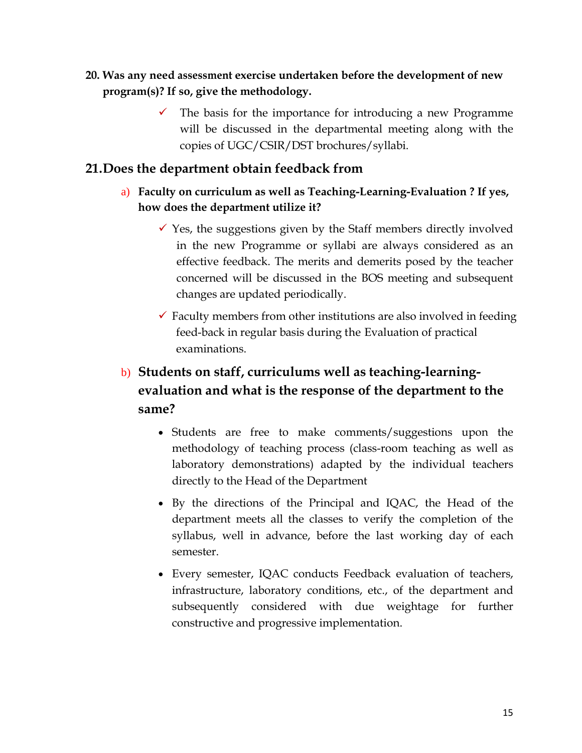**20. Was any need assessment exercise undertaken before the development of new program(s)? If so, give the methodology.**

- ✓ The basis for the importance for introducing a new Programme will be discussed in the departmental meeting along with the copies of UGC/CSIR/DST brochures/syllabi.

## 21. Does the department obtain feedback from

a) **Faculty on curriculum as well as Teaching-Learning-Evaluation ? If yes, how does the department utilize it?**

- ✓ Yes, the suggestions given by the Staff members directly involved in the new Programme or syllabi are always considered as an effective feedback. The merits and demerits posed by the teacher concerned will be discussed in the BOS meeting and subsequent changes are updated periodically.
- ✓ Faculty members from other institutions are also involved in feeding feed-back in regular basis during the Evaluation of practical examinations.

b) **Students on staff, curriculums well as teaching-learning-evaluation and what is the response of the department to the same?**

- Students are free to make comments/suggestions upon the methodology of teaching process (class-room teaching as well as laboratory demonstrations) adapted by the individual teachers directly to the Head of the Department
- By the directions of the Principal and IQAC, the Head of the department meets all the classes to verify the completion of the syllabus, well in advance, before the last working day of each semester.
- Every semester, IQAC conducts Feedback evaluation of teachers, infrastructure, laboratory conditions, etc., of the department and subsequently considered with due weightage for further constructive and progressive implementation.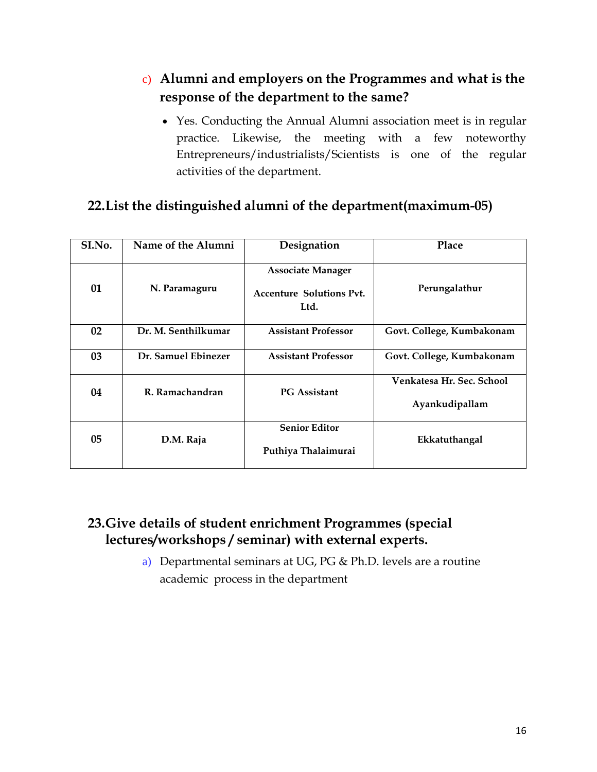c) **Alumni and employers on the Programmes and what is the response of the department to the same?**

- Yes. Conducting the Annual Alumni association meet is in regular practice. Likewise, the meeting with a few noteworthy Entrepreneurs/industrialists/Scientists is one of the regular activities of the department.

## 22. List the distinguished alumni of the department(maximum-05)

| SI.No. | Name of the Alumni | Designation | Place |
|---|---|---|---|
| 01 | N. Paramaguru | Associate Manager Accenture Solutions Pvt. Ltd. | Perungalathur |
| 02 | Dr. M. Senthilkumar | Assistant Professor | Govt. College, Kumbakonam |
| 03 | Dr. Samuel Ebinezer | Assistant Professor | Govt. College, Kumbakonam |
| 04 | R. Ramachandran | PG Assistant | Venkatesa Hr. Sec. School Ayankudipallam |
| 05 | D.M. Raja | Senior Editor Puthiya Thalaimurai | Ekkatuthangal |

## 23. Give details of student enrichment Programmes (special lectures/workshops / seminar) with external experts.

a) Departmental seminars at UG, PG & Ph.D. levels are a routine academic process in the department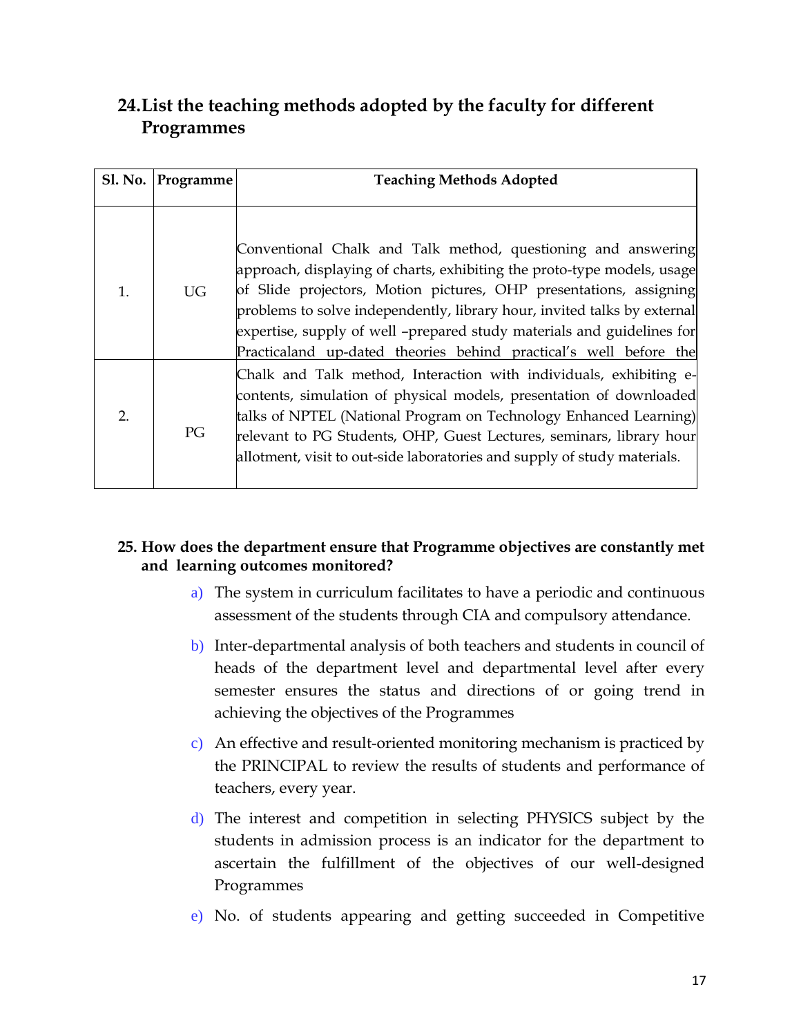## 24. List the teaching methods adopted by the faculty for different Programmes

| Sl. No. | Programme | Teaching Methods Adopted |
|---|---|---|
| 1. | UG | Conventional Chalk and Talk method, questioning and answering approach, displaying of charts, exhibiting the proto-type models, usage of Slide projectors, Motion pictures, OHP presentations, assigning problems to solve independently, library hour, invited talks by external expertise, supply of well –prepared study materials and guidelines for Practicaland up-dated theories behind practical's well before the |
| 2. | PG | Chalk and Talk method, Interaction with individuals, exhibiting e-contents, simulation of physical models, presentation of downloaded talks of NPTEL (National Program on Technology Enhanced Learning) relevant to PG Students, OHP, Guest Lectures, seminars, library hour allotment, visit to out-side laboratories and supply of study materials. |

## 25. How does the department ensure that Programme objectives are constantly met and learning outcomes monitored?

a) The system in curriculum facilitates to have a periodic and continuous assessment of the students through CIA and compulsory attendance.

b) Inter-departmental analysis of both teachers and students in council of heads of the department level and departmental level after every semester ensures the status and directions of or going trend in achieving the objectives of the Programmes

c) An effective and result-oriented monitoring mechanism is practiced by the PRINCIPAL to review the results of students and performance of teachers, every year.

d) The interest and competition in selecting PHYSICS subject by the students in admission process is an indicator for the department to ascertain the fulfillment of the objectives of our well-designed Programmes

e) No. of students appearing and getting succeeded in Competitive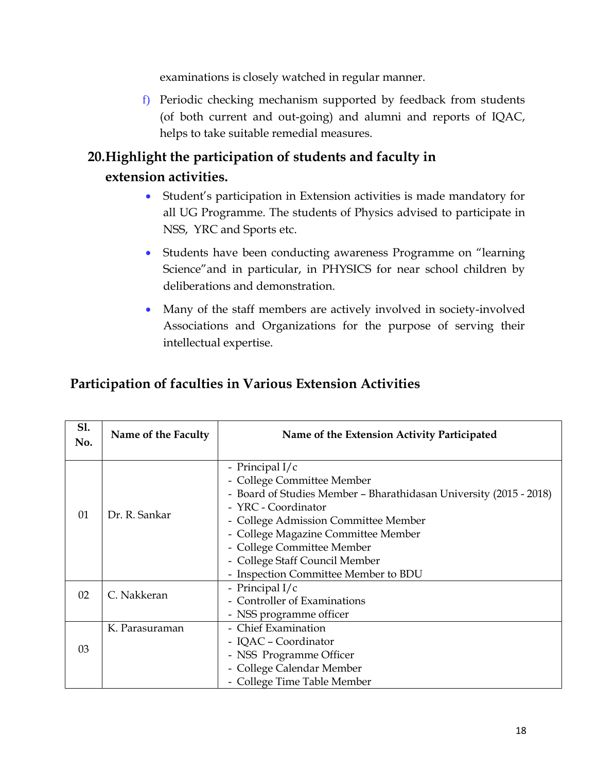examinations is closely watched in regular manner.

f) Periodic checking mechanism supported by feedback from students (of both current and out-going) and alumni and reports of IQAC, helps to take suitable remedial measures.

## 20. Highlight the participation of students and faculty in extension activities.

- Student's participation in Extension activities is made mandatory for all UG Programme. The students of Physics advised to participate in NSS, YRC and Sports etc.
- Students have been conducting awareness Programme on "learning Science"and in particular, in PHYSICS for near school children by deliberations and demonstration.
- Many of the staff members are actively involved in society-involved Associations and Organizations for the purpose of serving their intellectual expertise.

## Participation of faculties in Various Extension Activities

| Sl. No. | Name of the Faculty | Name of the Extension Activity Participated |
|---|---|---|
| 01 | Dr. R. Sankar | - Principal I/c<br>- College Committee Member<br>- Board of Studies Member – Bharathidasan University (2015 - 2018)<br>- YRC - Coordinator<br>- College Admission Committee Member<br>- College Magazine Committee Member<br>- College Committee Member<br>- College Staff Council Member<br>- Inspection Committee Member to BDU |
| 02 | C. Nakkeran | - Principal I/c<br>- Controller of Examinations<br>- NSS programme officer |
| 03 | K. Parasuraman | - Chief Examination<br>- IQAC – Coordinator<br>- NSS Programme Officer<br>- College Calendar Member<br>- College Time Table Member |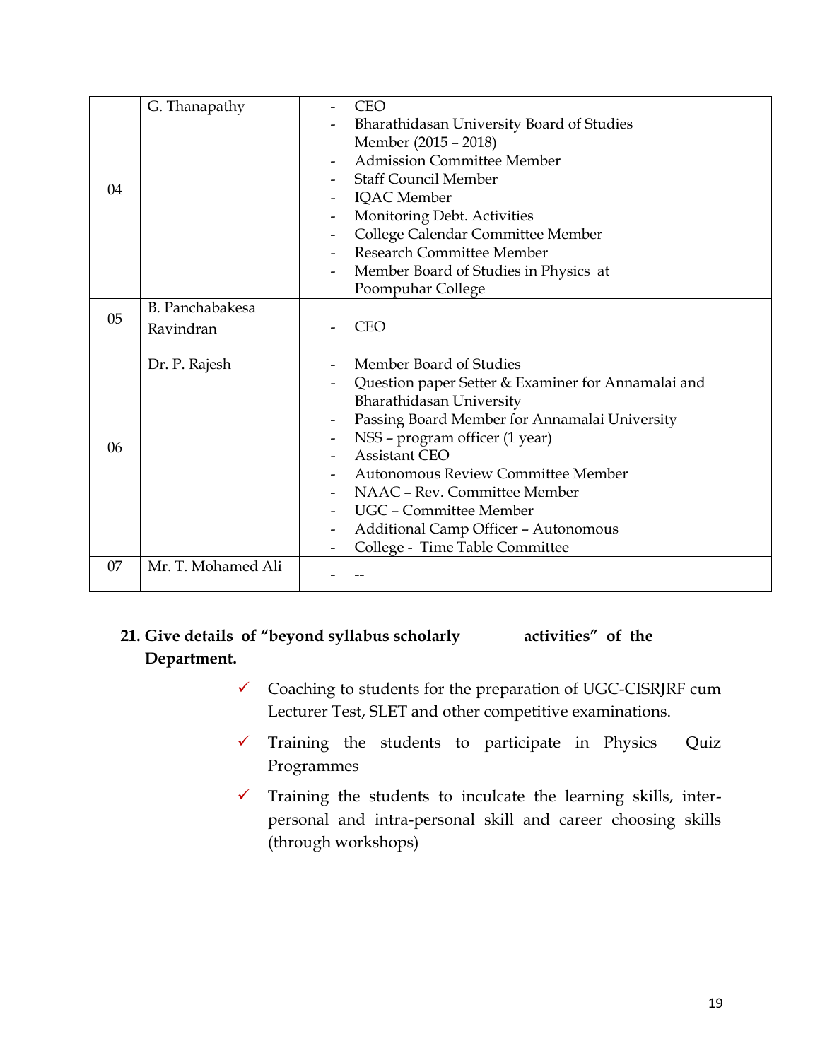| | | |
|---|---|---|
| 04 | G. Thanapathy | - CEO<br>- Bharathidasan University Board of Studies Member (2015 – 2018)<br>- Admission Committee Member<br>- Staff Council Member<br>- IQAC Member<br>- Monitoring Debt. Activities<br>- College Calendar Committee Member<br>- Research Committee Member<br>- Member Board of Studies in Physics at Poompuhar College |
| 05 | B. Panchabakesa Ravindran | - CEO |
| 06 | Dr. P. Rajesh | - Member Board of Studies<br>- Question paper Setter & Examiner for Annamalai and Bharathidasan University<br>- Passing Board Member for Annamalai University<br>- NSS – program officer (1 year)<br>- Assistant CEO<br>- Autonomous Review Committee Member<br>- NAAC – Rev. Committee Member<br>- UGC – Committee Member<br>- Additional Camp Officer – Autonomous<br>- College - Time Table Committee |
| 07 | Mr. T. Mohamed Ali | - -- |

**21. Give details of "beyond syllabus scholarly activities" of the Department.**

- ✓ Coaching to students for the preparation of UGC-CISRJRF cum Lecturer Test, SLET and other competitive examinations.
- ✓ Training the students to participate in Physics Quiz Programmes
- ✓ Training the students to inculcate the learning skills, inter-personal and intra-personal skill and career choosing skills (through workshops)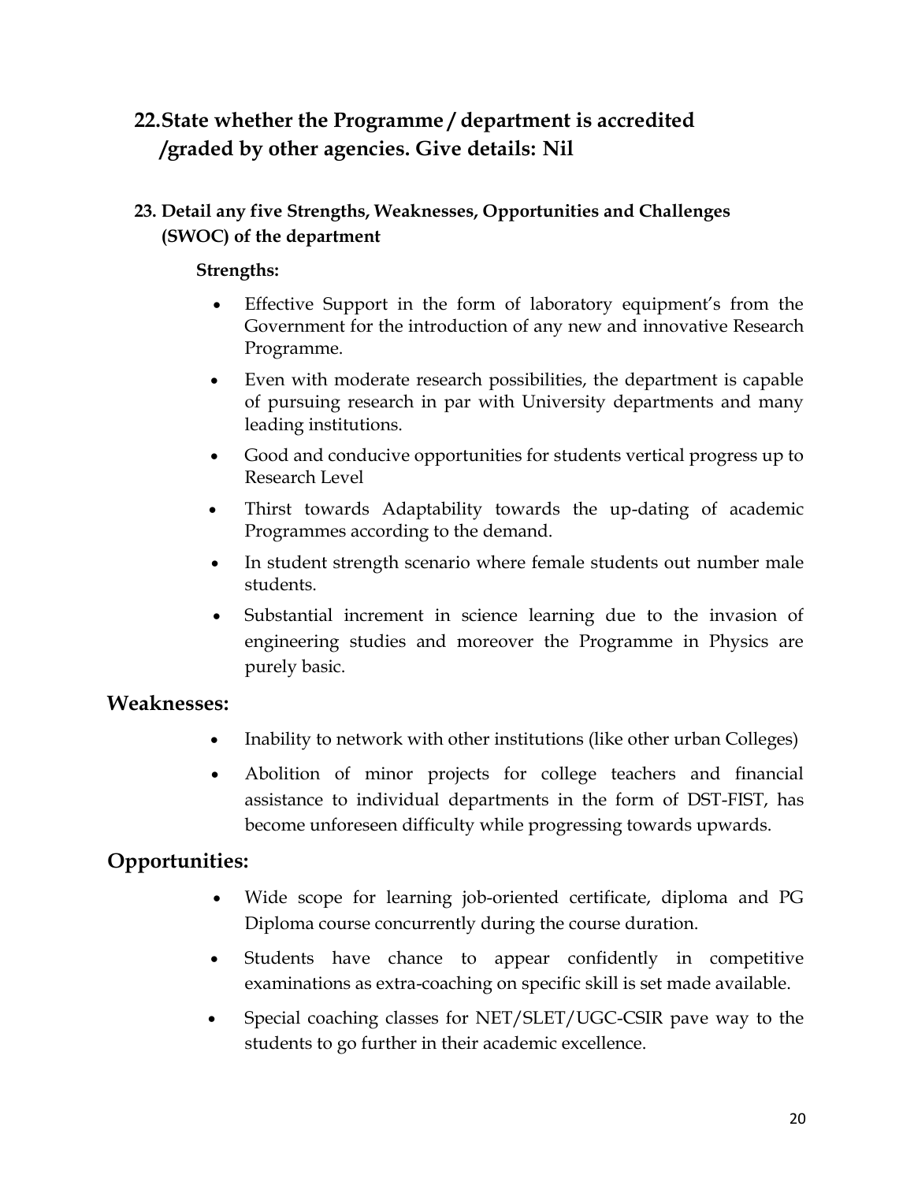## 22. State whether the Programme / department is accredited /graded by other agencies. Give details: Nil

### 23. Detail any five Strengths, Weaknesses, Opportunities and Challenges (SWOC) of the department

**Strengths:**

- Effective Support in the form of laboratory equipment's from the Government for the introduction of any new and innovative Research Programme.
- Even with moderate research possibilities, the department is capable of pursuing research in par with University departments and many leading institutions.
- Good and conducive opportunities for students vertical progress up to Research Level
- Thirst towards Adaptability towards the up-dating of academic Programmes according to the demand.
- In student strength scenario where female students out number male students.
- Substantial increment in science learning due to the invasion of engineering studies and moreover the Programme in Physics are purely basic.

## Weaknesses:

- Inability to network with other institutions (like other urban Colleges)
- Abolition of minor projects for college teachers and financial assistance to individual departments in the form of DST-FIST, has become unforeseen difficulty while progressing towards upwards.

## Opportunities:

- Wide scope for learning job-oriented certificate, diploma and PG Diploma course concurrently during the course duration.
- Students have chance to appear confidently in competitive examinations as extra-coaching on specific skill is set made available.
- Special coaching classes for NET/SLET/UGC-CSIR pave way to the students to go further in their academic excellence.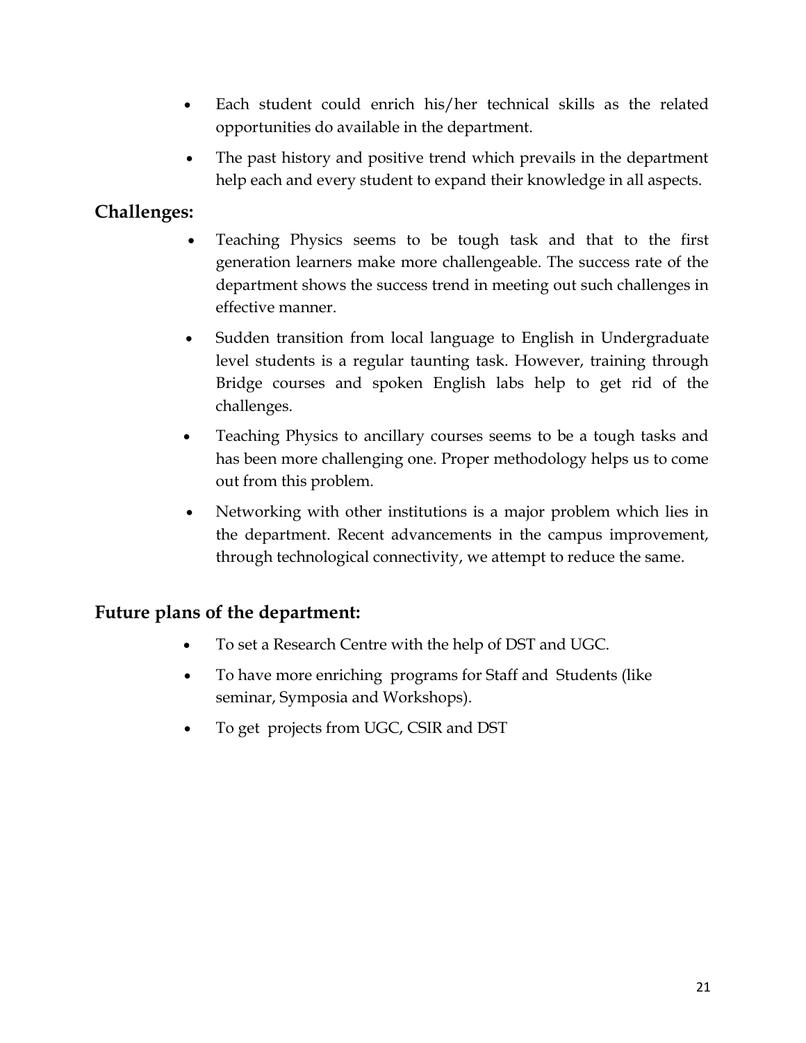- Each student could enrich his/her technical skills as the related opportunities do available in the department.
- The past history and positive trend which prevails in the department help each and every student to expand their knowledge in all aspects.

## Challenges:

- Teaching Physics seems to be tough task and that to the first generation learners make more challengeable. The success rate of the department shows the success trend in meeting out such challenges in effective manner.
- Sudden transition from local language to English in Undergraduate level students is a regular taunting task. However, training through Bridge courses and spoken English labs help to get rid of the challenges.
- Teaching Physics to ancillary courses seems to be a tough tasks and has been more challenging one. Proper methodology helps us to come out from this problem.
- Networking with other institutions is a major problem which lies in the department. Recent advancements in the campus improvement, through technological connectivity, we attempt to reduce the same.

## Future plans of the department:

- To set a Research Centre with the help of DST and UGC.
- To have more enriching programs for Staff and Students (like seminar, Symposia and Workshops).
- To get projects from UGC, CSIR and DST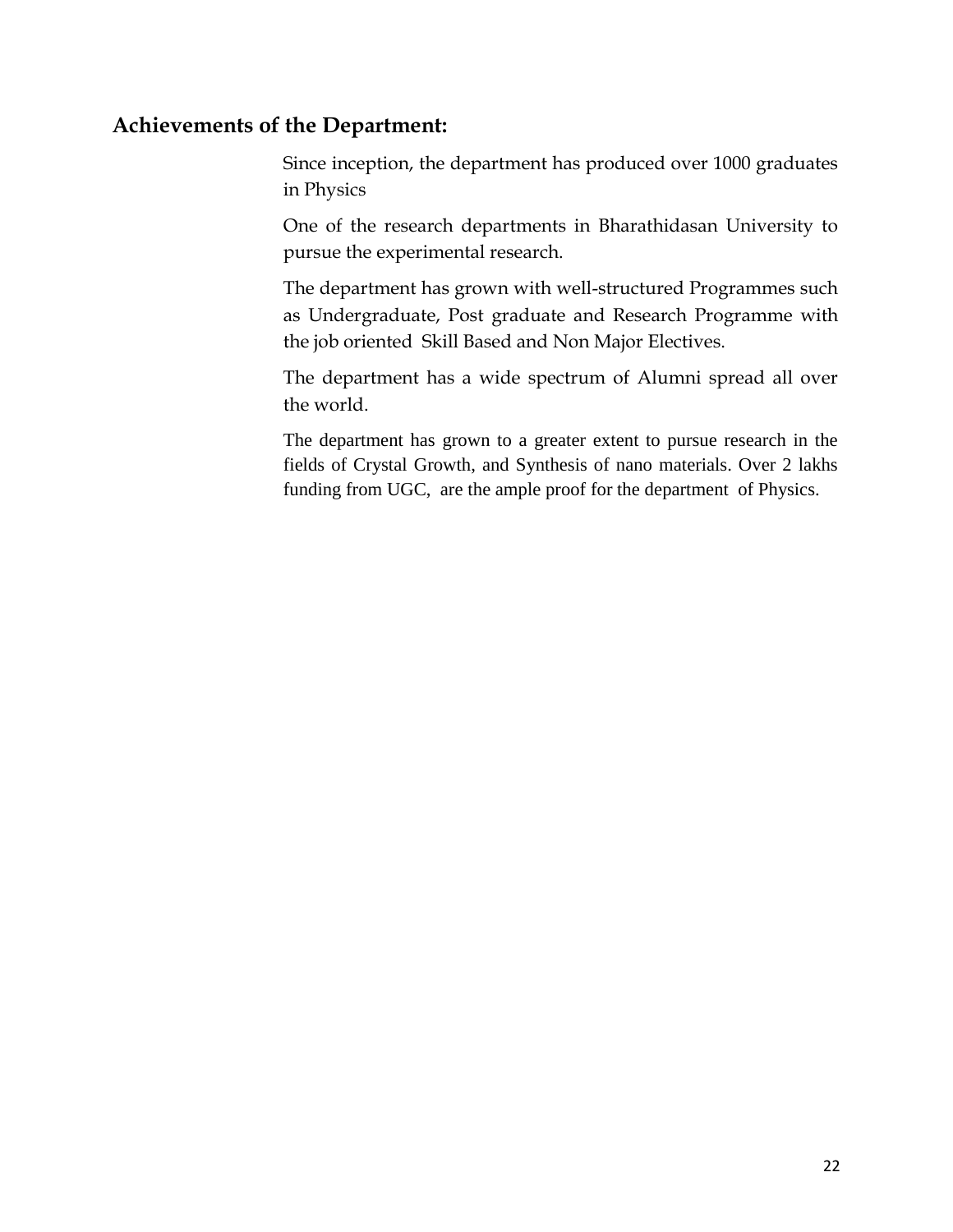## Achievements of the Department:

Since inception, the department has produced over 1000 graduates in Physics

One of the research departments in Bharathidasan University to pursue the experimental research.

The department has grown with well-structured Programmes such as Undergraduate, Post graduate and Research Programme with the job oriented Skill Based and Non Major Electives.

The department has a wide spectrum of Alumni spread all over the world.

The department has grown to a greater extent to pursue research in the fields of Crystal Growth, and Synthesis of nano materials. Over 2 lakhs funding from UGC, are the ample proof for the department of Physics.